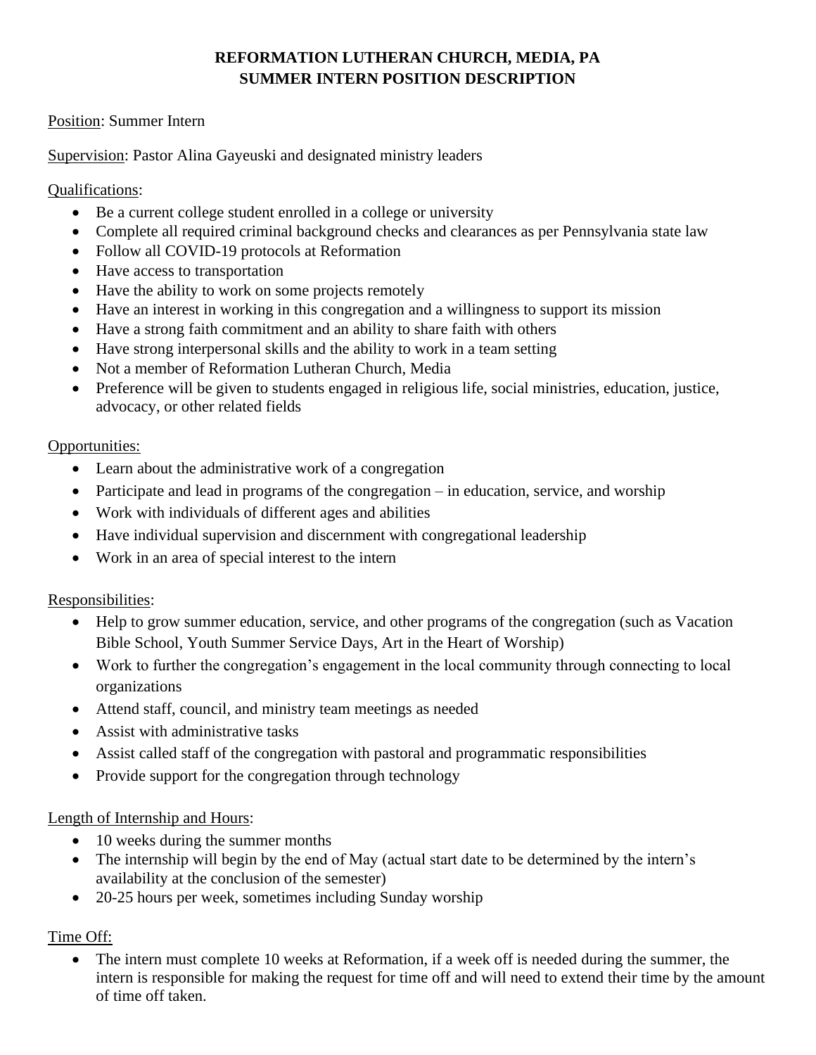# REFORMATION LUTHERAN CHURCH, MEDIA, PA
# SUMMER INTERN POSITION DESCRIPTION

Position: Summer Intern

Supervision: Pastor Alina Gayeuski and designated ministry leaders

Qualifications:

- Be a current college student enrolled in a college or university
- Complete all required criminal background checks and clearances as per Pennsylvania state law
- Follow all COVID-19 protocols at Reformation
- Have access to transportation
- Have the ability to work on some projects remotely
- Have an interest in working in this congregation and a willingness to support its mission
- Have a strong faith commitment and an ability to share faith with others
- Have strong interpersonal skills and the ability to work in a team setting
- Not a member of Reformation Lutheran Church, Media
- Preference will be given to students engaged in religious life, social ministries, education, justice, advocacy, or other related fields

Opportunities:

- Learn about the administrative work of a congregation
- Participate and lead in programs of the congregation – in education, service, and worship
- Work with individuals of different ages and abilities
- Have individual supervision and discernment with congregational leadership
- Work in an area of special interest to the intern

Responsibilities:

- Help to grow summer education, service, and other programs of the congregation (such as Vacation Bible School, Youth Summer Service Days, Art in the Heart of Worship)
- Work to further the congregation's engagement in the local community through connecting to local organizations
- Attend staff, council, and ministry team meetings as needed
- Assist with administrative tasks
- Assist called staff of the congregation with pastoral and programmatic responsibilities
- Provide support for the congregation through technology

Length of Internship and Hours:

- 10 weeks during the summer months
- The internship will begin by the end of May (actual start date to be determined by the intern's availability at the conclusion of the semester)
- 20-25 hours per week, sometimes including Sunday worship

Time Off:

- The intern must complete 10 weeks at Reformation, if a week off is needed during the summer, the intern is responsible for making the request for time off and will need to extend their time by the amount of time off taken.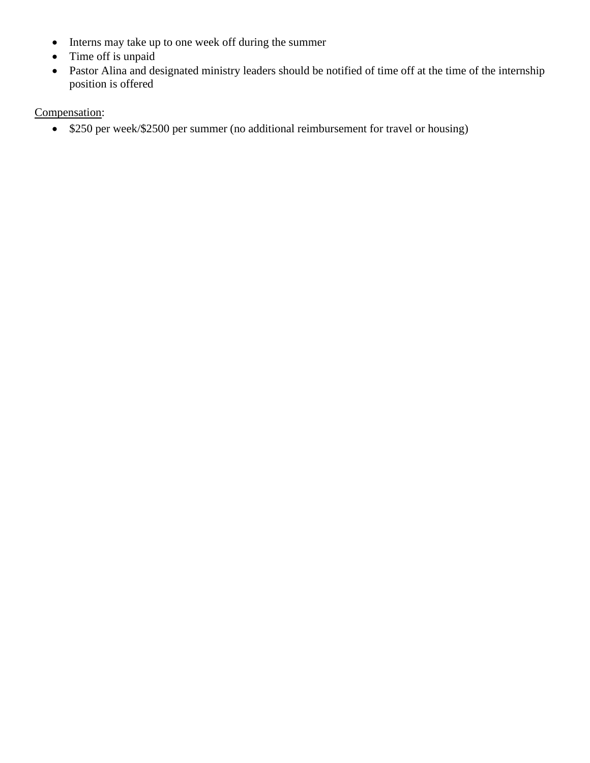- Interns may take up to one week off during the summer
- Time off is unpaid
- Pastor Alina and designated ministry leaders should be notified of time off at the time of the internship position is offered

<u>Compensation</u>:

- $250 per week/$2500 per summer (no additional reimbursement for travel or housing)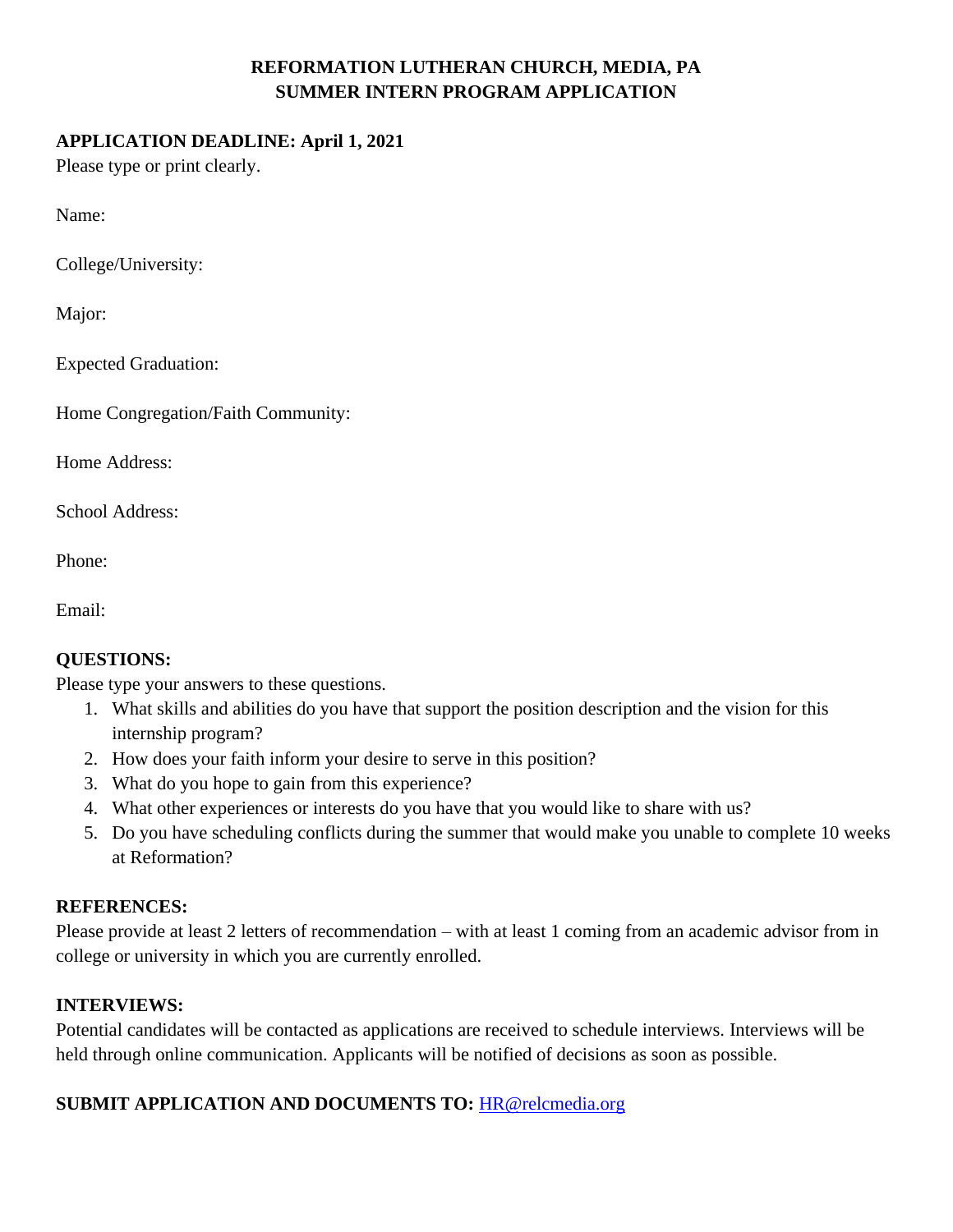**REFORMATION LUTHERAN CHURCH, MEDIA, PA**
**SUMMER INTERN PROGRAM APPLICATION**

**APPLICATION DEADLINE: April 1, 2021**
Please type or print clearly.

Name:

College/University:

Major:

Expected Graduation:

Home Congregation/Faith Community:

Home Address:

School Address:

Phone:

Email:

**QUESTIONS:**
Please type your answers to these questions.

1. What skills and abilities do you have that support the position description and the vision for this internship program?
2. How does your faith inform your desire to serve in this position?
3. What do you hope to gain from this experience?
4. What other experiences or interests do you have that you would like to share with us?
5. Do you have scheduling conflicts during the summer that would make you unable to complete 10 weeks at Reformation?

**REFERENCES:**
Please provide at least 2 letters of recommendation – with at least 1 coming from an academic advisor from in college or university in which you are currently enrolled.

**INTERVIEWS:**
Potential candidates will be contacted as applications are received to schedule interviews. Interviews will be held through online communication. Applicants will be notified of decisions as soon as possible.

**SUBMIT APPLICATION AND DOCUMENTS TO:** HR@relcmedia.org